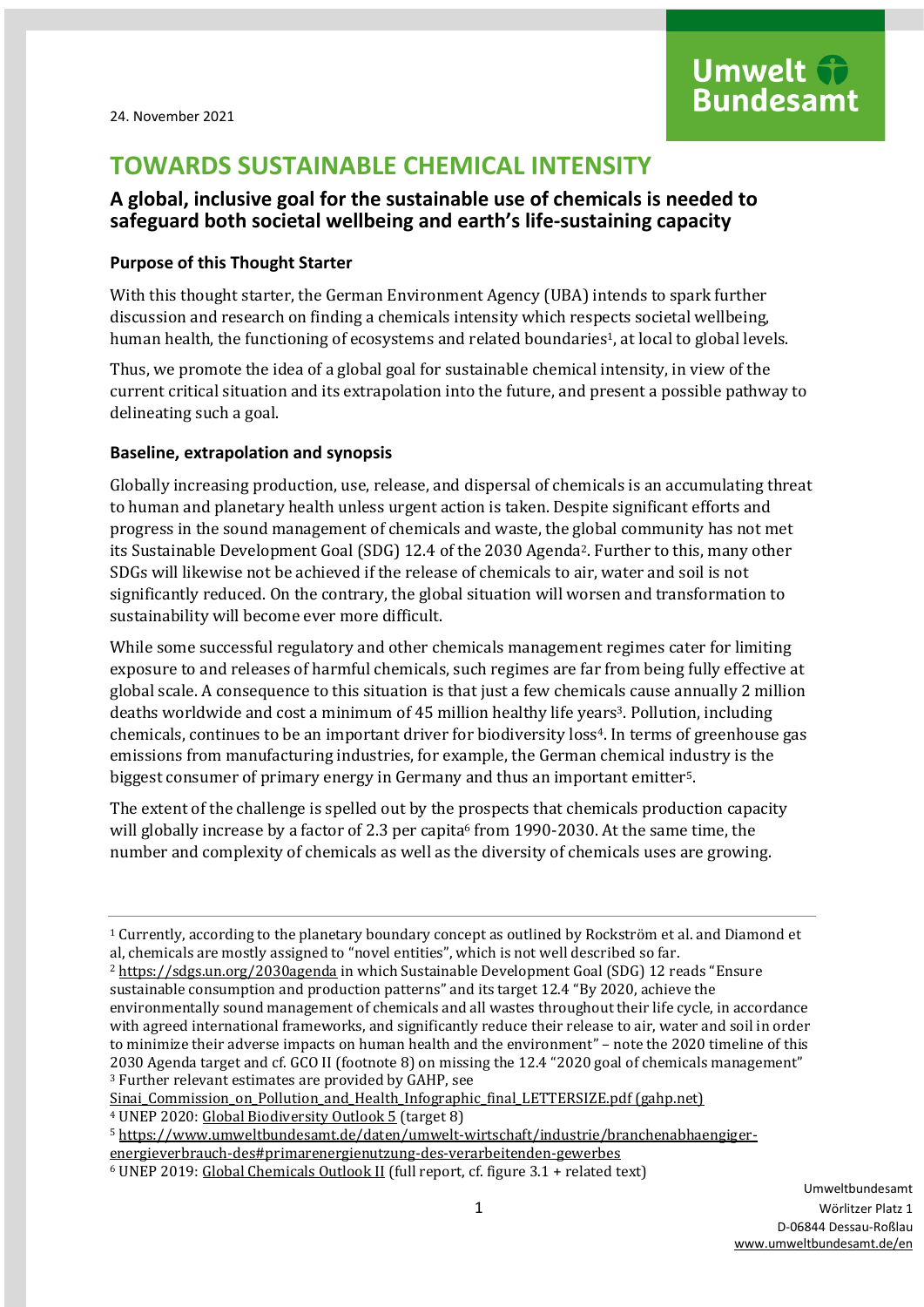24. November 2021

# TOWARDS SUSTAINABLE CHEMICAL INTENSITY

## A global, inclusive goal for the sustainable use of chemicals is needed to safeguard both societal wellbeing and earth's life-sustaining capacity

### Purpose of this Thought Starter

With this thought starter, the German Environment Agency (UBA) intends to spark further discussion and research on finding a chemicals intensity which respects societal wellbeing, human health, the functioning of ecosystems and related boundaries[1], at local to global levels.

Thus, we promote the idea of a global goal for sustainable chemical intensity, in view of the current critical situation and its extrapolation into the future, and present a possible pathway to delineating such a goal.

### Baseline, extrapolation and synopsis

Globally increasing production, use, release, and dispersal of chemicals is an accumulating threat to human and planetary health unless urgent action is taken. Despite significant efforts and progress in the sound management of chemicals and waste, the global community has not met its Sustainable Development Goal (SDG) 12.4 of the 2030 Agenda[2]. Further to this, many other SDGs will likewise not be achieved if the release of chemicals to air, water and soil is not significantly reduced. On the contrary, the global situation will worsen and transformation to sustainability will become ever more difficult.

While some successful regulatory and other chemicals management regimes cater for limiting exposure to and releases of harmful chemicals, such regimes are far from being fully effective at global scale. A consequence to this situation is that just a few chemicals cause annually 2 million deaths worldwide and cost a minimum of 45 million healthy life years[3]. Pollution, including chemicals, continues to be an important driver for biodiversity loss[4]. In terms of greenhouse gas emissions from manufacturing industries, for example, the German chemical industry is the biggest consumer of primary energy in Germany and thus an important emitter[5].

The extent of the challenge is spelled out by the prospects that chemicals production capacity will globally increase by a factor of 2.3 per capita[6] from 1990-2030. At the same time, the number and complexity of chemicals as well as the diversity of chemicals uses are growing.

---

[1] Currently, according to the planetary boundary concept as outlined by Rockström et al. and Diamond et al, chemicals are mostly assigned to "novel entities", which is not well described so far.

[2] https://sdgs.un.org/2030agenda in which Sustainable Development Goal (SDG) 12 reads "Ensure sustainable consumption and production patterns" and its target 12.4 "By 2020, achieve the environmentally sound management of chemicals and all wastes throughout their life cycle, in accordance with agreed international frameworks, and significantly reduce their release to air, water and soil in order to minimize their adverse impacts on human health and the environment" – note the 2020 timeline of this 2030 Agenda target and cf. GCO II (footnote 8) on missing the 12.4 "2020 goal of chemicals management"

[3] Further relevant estimates are provided by GAHP, see Sinai_Commission_on_Pollution_and_Health_Infographic_final_LETTERSIZE.pdf (gahp.net)

[4] UNEP 2020: Global Biodiversity Outlook 5 (target 8)

[5] https://www.umweltbundesamt.de/daten/umwelt-wirtschaft/industrie/branchenabhaengiger-energieverbrauch-des#primarenergienutzung-des-verarbeitenden-gewerbes

[6] UNEP 2019: Global Chemicals Outlook II (full report, cf. figure 3.1 + related text)

Umweltbundesamt
Wörlitzer Platz 1
D-06844 Dessau-Roßlau
www.umweltbundesamt.de/en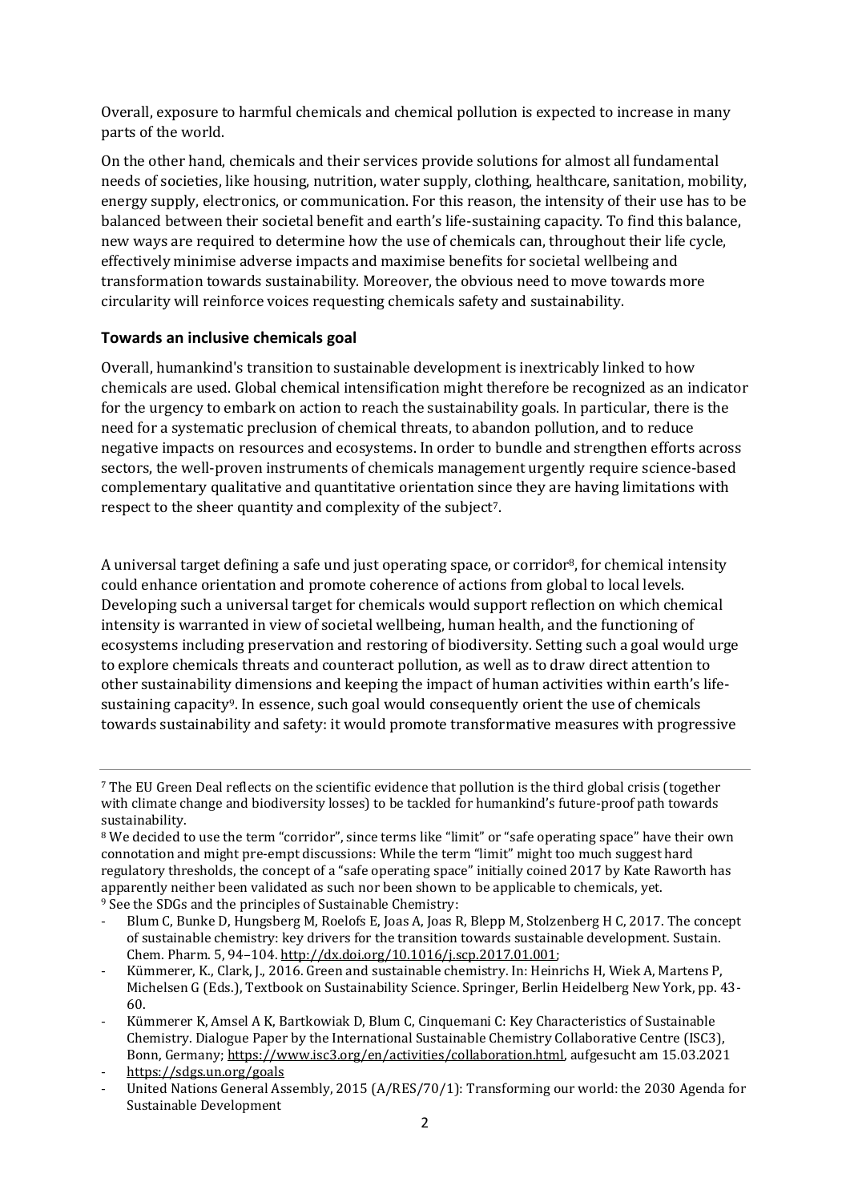Overall, exposure to harmful chemicals and chemical pollution is expected to increase in many parts of the world.

On the other hand, chemicals and their services provide solutions for almost all fundamental needs of societies, like housing, nutrition, water supply, clothing, healthcare, sanitation, mobility, energy supply, electronics, or communication. For this reason, the intensity of their use has to be balanced between their societal benefit and earth's life-sustaining capacity. To find this balance, new ways are required to determine how the use of chemicals can, throughout their life cycle, effectively minimise adverse impacts and maximise benefits for societal wellbeing and transformation towards sustainability. Moreover, the obvious need to move towards more circularity will reinforce voices requesting chemicals safety and sustainability.

### Towards an inclusive chemicals goal

Overall, humankind's transition to sustainable development is inextricably linked to how chemicals are used. Global chemical intensification might therefore be recognized as an indicator for the urgency to embark on action to reach the sustainability goals. In particular, there is the need for a systematic preclusion of chemical threats, to abandon pollution, and to reduce negative impacts on resources and ecosystems. In order to bundle and strengthen efforts across sectors, the well-proven instruments of chemicals management urgently require science-based complementary qualitative and quantitative orientation since they are having limitations with respect to the sheer quantity and complexity of the subject[7].

A universal target defining a safe und just operating space, or corridor[8], for chemical intensity could enhance orientation and promote coherence of actions from global to local levels. Developing such a universal target for chemicals would support reflection on which chemical intensity is warranted in view of societal wellbeing, human health, and the functioning of ecosystems including preservation and restoring of biodiversity. Setting such a goal would urge to explore chemicals threats and counteract pollution, as well as to draw direct attention to other sustainability dimensions and keeping the impact of human activities within earth's life-sustaining capacity[9]. In essence, such goal would consequently orient the use of chemicals towards sustainability and safety: it would promote transformative measures with progressive

---

[7] The EU Green Deal reflects on the scientific evidence that pollution is the third global crisis (together with climate change and biodiversity losses) to be tackled for humankind's future-proof path towards sustainability.

[8] We decided to use the term "corridor", since terms like "limit" or "safe operating space" have their own connotation and might pre-empt discussions: While the term "limit" might too much suggest hard regulatory thresholds, the concept of a "safe operating space" initially coined 2017 by Kate Raworth has apparently neither been validated as such nor been shown to be applicable to chemicals, yet.

[9] See the SDGs and the principles of Sustainable Chemistry:

- Blum C, Bunke D, Hungsberg M, Roelofs E, Joas A, Joas R, Blepp M, Stolzenberg H C, 2017. The concept of sustainable chemistry: key drivers for the transition towards sustainable development. Sustain. Chem. Pharm. 5, 94–104. http://dx.doi.org/10.1016/j.scp.2017.01.001;
- Kümmerer, K., Clark, J., 2016. Green and sustainable chemistry. In: Heinrichs H, Wiek A, Martens P, Michelsen G (Eds.), Textbook on Sustainability Science. Springer, Berlin Heidelberg New York, pp. 43-60.
- Kümmerer K, Amsel A K, Bartkowiak D, Blum C, Cinquemani C: Key Characteristics of Sustainable Chemistry. Dialogue Paper by the International Sustainable Chemistry Collaborative Centre (ISC3), Bonn, Germany; https://www.isc3.org/en/activities/collaboration.html, aufgesucht am 15.03.2021
- https://sdgs.un.org/goals
- United Nations General Assembly, 2015 (A/RES/70/1): Transforming our world: the 2030 Agenda for Sustainable Development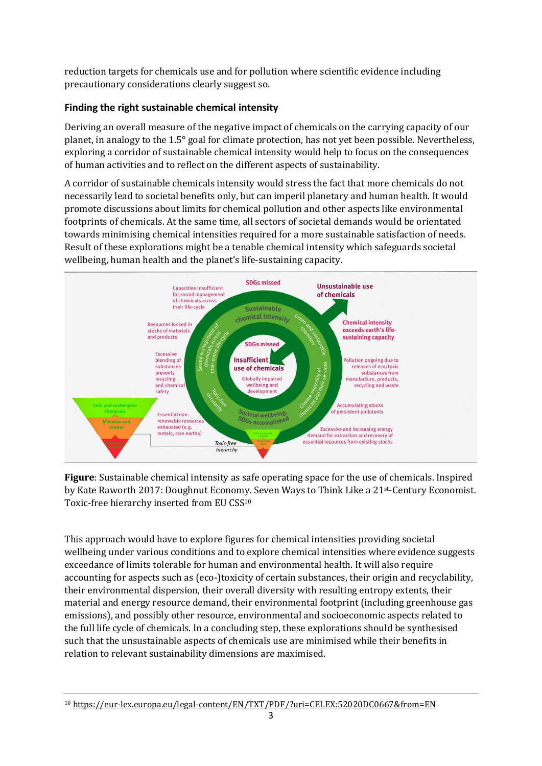reduction targets for chemicals use and for pollution where scientific evidence including precautionary considerations clearly suggest so.

### Finding the right sustainable chemical intensity

Deriving an overall measure of the negative impact of chemicals on the carrying capacity of our planet, in analogy to the 1.5° goal for climate protection, has not yet been possible. Nevertheless, exploring a corridor of sustainable chemical intensity would help to focus on the consequences of human activities and to reflect on the different aspects of sustainability.

A corridor of sustainable chemicals intensity would stress the fact that more chemicals do not necessarily lead to societal benefits only, but can imperil planetary and human health. It would promote discussions about limits for chemical pollution and other aspects like environmental footprints of chemicals. At the same time, all sectors of societal demands would be orientated towards minimising chemical intensities required for a more sustainable satisfaction of needs. Result of these explorations might be a tenable chemical intensity which safeguards societal wellbeing, human health and the planet's life-sustaining capacity.

**Figure**: Sustainable chemical intensity as safe operating space for the use of chemicals. Inspired by Kate Raworth 2017: Doughnut Economy. Seven Ways to Think Like a 21st-Century Economist. Toxic-free hierarchy inserted from EU CSS[10]

This approach would have to explore figures for chemical intensities providing societal wellbeing under various conditions and to explore chemical intensities where evidence suggests exceedance of limits tolerable for human and environmental health. It will also require accounting for aspects such as (eco-)toxicity of certain substances, their origin and recyclability, their environmental dispersion, their overall diversity with resulting entropy extents, their material and energy resource demand, their environmental footprint (including greenhouse gas emissions), and possibly other resource, environmental and socioeconomic aspects related to the full life cycle of chemicals. In a concluding step, these explorations should be synthesised such that the unsustainable aspects of chemicals use are minimised while their benefits in relation to relevant sustainability dimensions are maximised.

---

[10] https://eur-lex.europa.eu/legal-content/EN/TXT/PDF/?uri=CELEX:52020DC0667&from=EN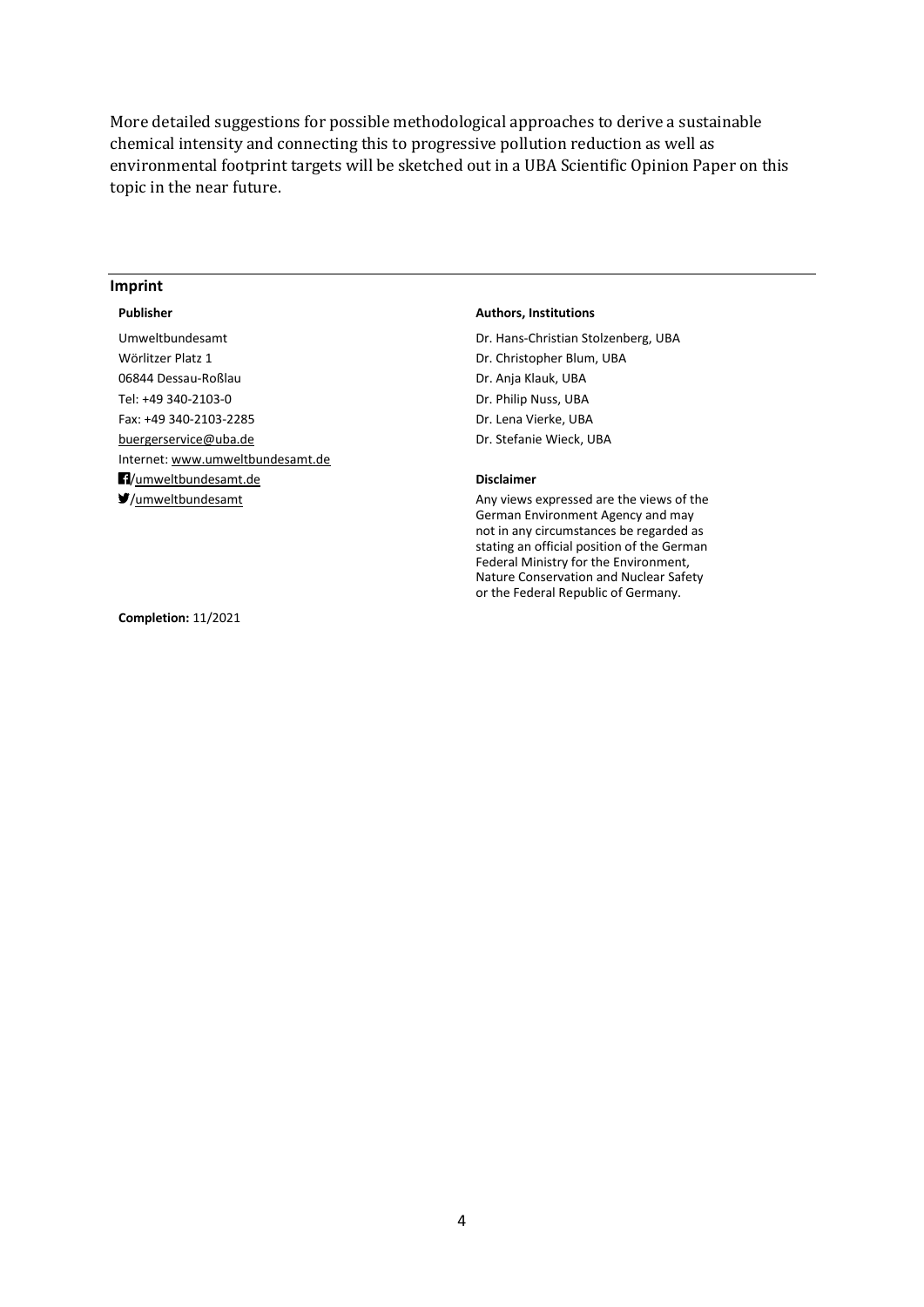More detailed suggestions for possible methodological approaches to derive a sustainable chemical intensity and connecting this to progressive pollution reduction as well as environmental footprint targets will be sketched out in a UBA Scientific Opinion Paper on this topic in the near future.

## Imprint

**Publisher**

Umweltbundesamt
Wörlitzer Platz 1
06844 Dessau-Roßlau
Tel: +49 340-2103-0
Fax: +49 340-2103-2285
buergerservice@uba.de
Internet: www.umweltbundesamt.de
/umweltbundesamt.de
/umweltbundesamt

**Completion:** 11/2021

**Authors, Institutions**

Dr. Hans-Christian Stolzenberg, UBA
Dr. Christopher Blum, UBA
Dr. Anja Klauk, UBA
Dr. Philip Nuss, UBA
Dr. Lena Vierke, UBA
Dr. Stefanie Wieck, UBA

**Disclaimer**

Any views expressed are the views of the German Environment Agency and may not in any circumstances be regarded as stating an official position of the German Federal Ministry for the Environment, Nature Conservation and Nuclear Safety or the Federal Republic of Germany.